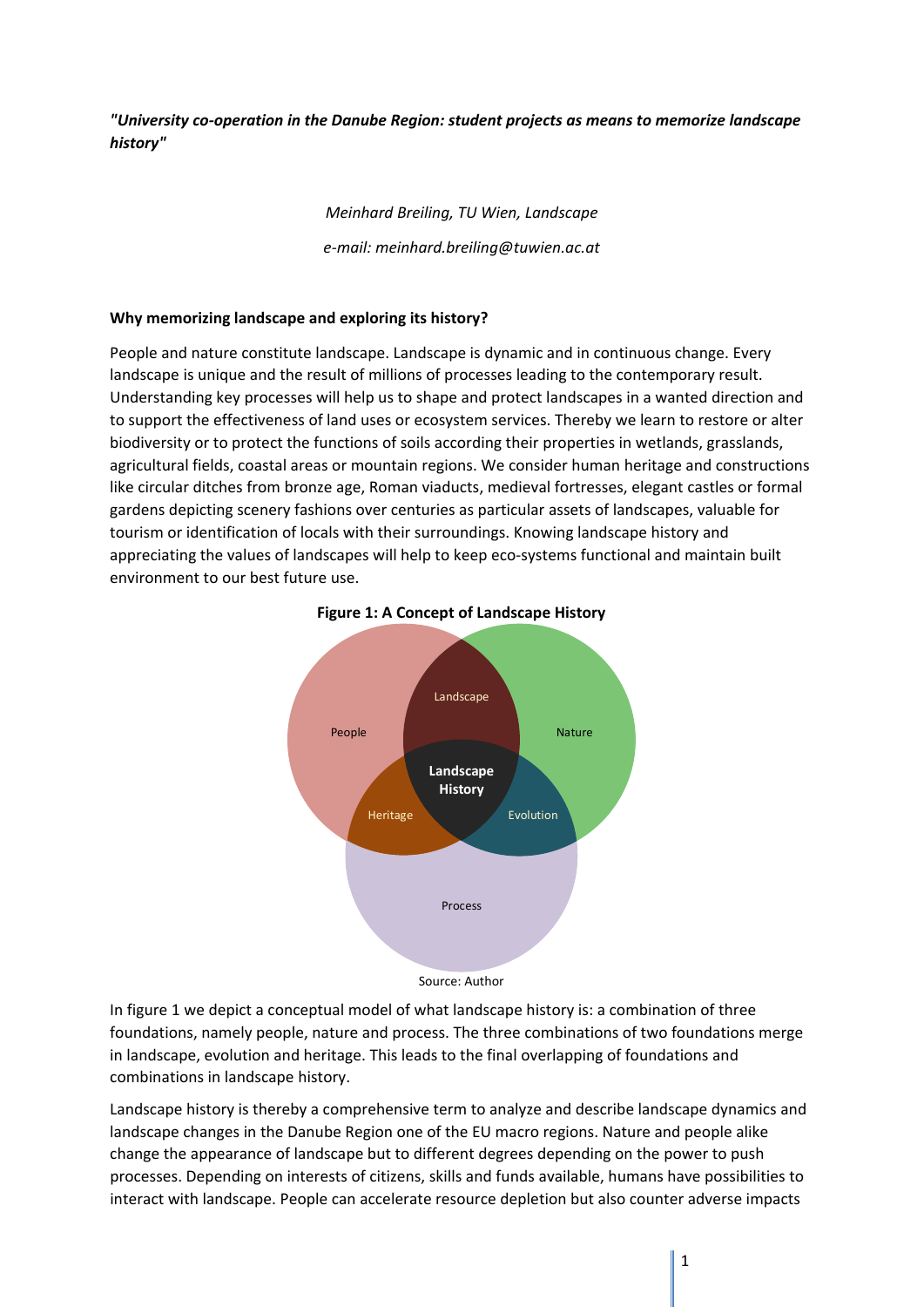*"University co-operation in the Danube Region: student projects as means to memorize landscape history"*

*Meinhard Breiling, TU Wien, Landscape*

*e-mail: meinhard.breiling@tuwien.ac.at*

**Why memorizing landscape and exploring its history?**

People and nature constitute landscape. Landscape is dynamic and in continuous change. Every landscape is unique and the result of millions of processes leading to the contemporary result. Understanding key processes will help us to shape and protect landscapes in a wanted direction and to support the effectiveness of land uses or ecosystem services. Thereby we learn to restore or alter biodiversity or to protect the functions of soils according their properties in wetlands, grasslands, agricultural fields, coastal areas or mountain regions. We consider human heritage and constructions like circular ditches from bronze age, Roman viaducts, medieval fortresses, elegant castles or formal gardens depicting scenery fashions over centuries as particular assets of landscapes, valuable for tourism or identification of locals with their surroundings. Knowing landscape history and appreciating the values of landscapes will help to keep eco-systems functional and maintain built environment to our best future use.

**Figure 1: A Concept of Landscape History**

People | Nature | Process | Landscape | Heritage | Evolution | Landscape History

Source: Author

In figure 1 we depict a conceptual model of what landscape history is: a combination of three foundations, namely people, nature and process. The three combinations of two foundations merge in landscape, evolution and heritage. This leads to the final overlapping of foundations and combinations in landscape history.

Landscape history is thereby a comprehensive term to analyze and describe landscape dynamics and landscape changes in the Danube Region one of the EU macro regions. Nature and people alike change the appearance of landscape but to different degrees depending on the power to push processes. Depending on interests of citizens, skills and funds available, humans have possibilities to interact with landscape. People can accelerate resource depletion but also counter adverse impacts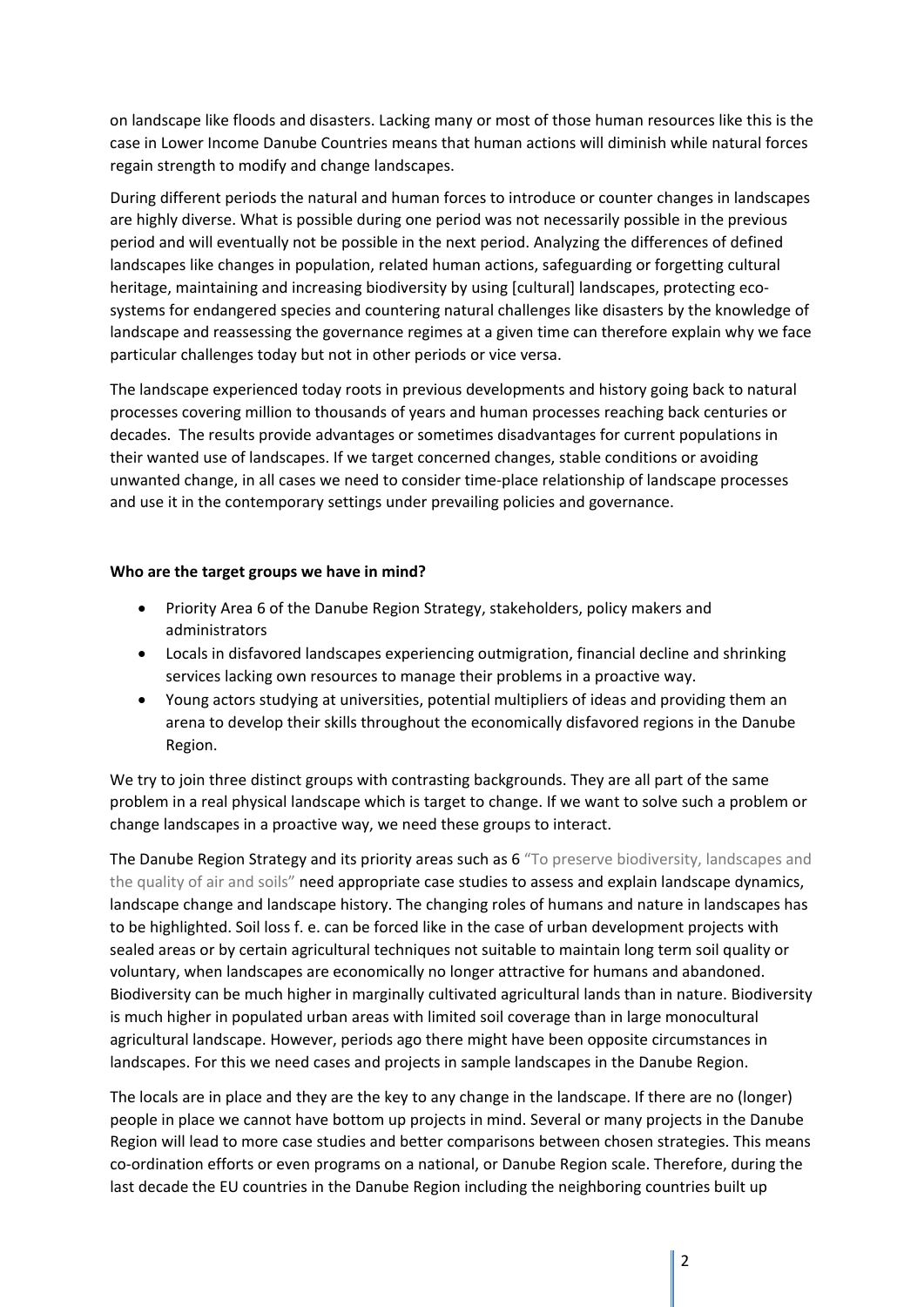on landscape like floods and disasters. Lacking many or most of those human resources like this is the case in Lower Income Danube Countries means that human actions will diminish while natural forces regain strength to modify and change landscapes.

During different periods the natural and human forces to introduce or counter changes in landscapes are highly diverse. What is possible during one period was not necessarily possible in the previous period and will eventually not be possible in the next period. Analyzing the differences of defined landscapes like changes in population, related human actions, safeguarding or forgetting cultural heritage, maintaining and increasing biodiversity by using [cultural] landscapes, protecting eco-systems for endangered species and countering natural challenges like disasters by the knowledge of landscape and reassessing the governance regimes at a given time can therefore explain why we face particular challenges today but not in other periods or vice versa.

The landscape experienced today roots in previous developments and history going back to natural processes covering million to thousands of years and human processes reaching back centuries or decades. The results provide advantages or sometimes disadvantages for current populations in their wanted use of landscapes. If we target concerned changes, stable conditions or avoiding unwanted change, in all cases we need to consider time-place relationship of landscape processes and use it in the contemporary settings under prevailing policies and governance.

**Who are the target groups we have in mind?**

- Priority Area 6 of the Danube Region Strategy, stakeholders, policy makers and administrators
- Locals in disfavored landscapes experiencing outmigration, financial decline and shrinking services lacking own resources to manage their problems in a proactive way.
- Young actors studying at universities, potential multipliers of ideas and providing them an arena to develop their skills throughout the economically disfavored regions in the Danube Region.

We try to join three distinct groups with contrasting backgrounds. They are all part of the same problem in a real physical landscape which is target to change. If we want to solve such a problem or change landscapes in a proactive way, we need these groups to interact.

The Danube Region Strategy and its priority areas such as 6 "To preserve biodiversity, landscapes and the quality of air and soils" need appropriate case studies to assess and explain landscape dynamics, landscape change and landscape history. The changing roles of humans and nature in landscapes has to be highlighted. Soil loss f. e. can be forced like in the case of urban development projects with sealed areas or by certain agricultural techniques not suitable to maintain long term soil quality or voluntary, when landscapes are economically no longer attractive for humans and abandoned. Biodiversity can be much higher in marginally cultivated agricultural lands than in nature. Biodiversity is much higher in populated urban areas with limited soil coverage than in large monocultural agricultural landscape. However, periods ago there might have been opposite circumstances in landscapes. For this we need cases and projects in sample landscapes in the Danube Region.

The locals are in place and they are the key to any change in the landscape. If there are no (longer) people in place we cannot have bottom up projects in mind. Several or many projects in the Danube Region will lead to more case studies and better comparisons between chosen strategies. This means co-ordination efforts or even programs on a national, or Danube Region scale. Therefore, during the last decade the EU countries in the Danube Region including the neighboring countries built up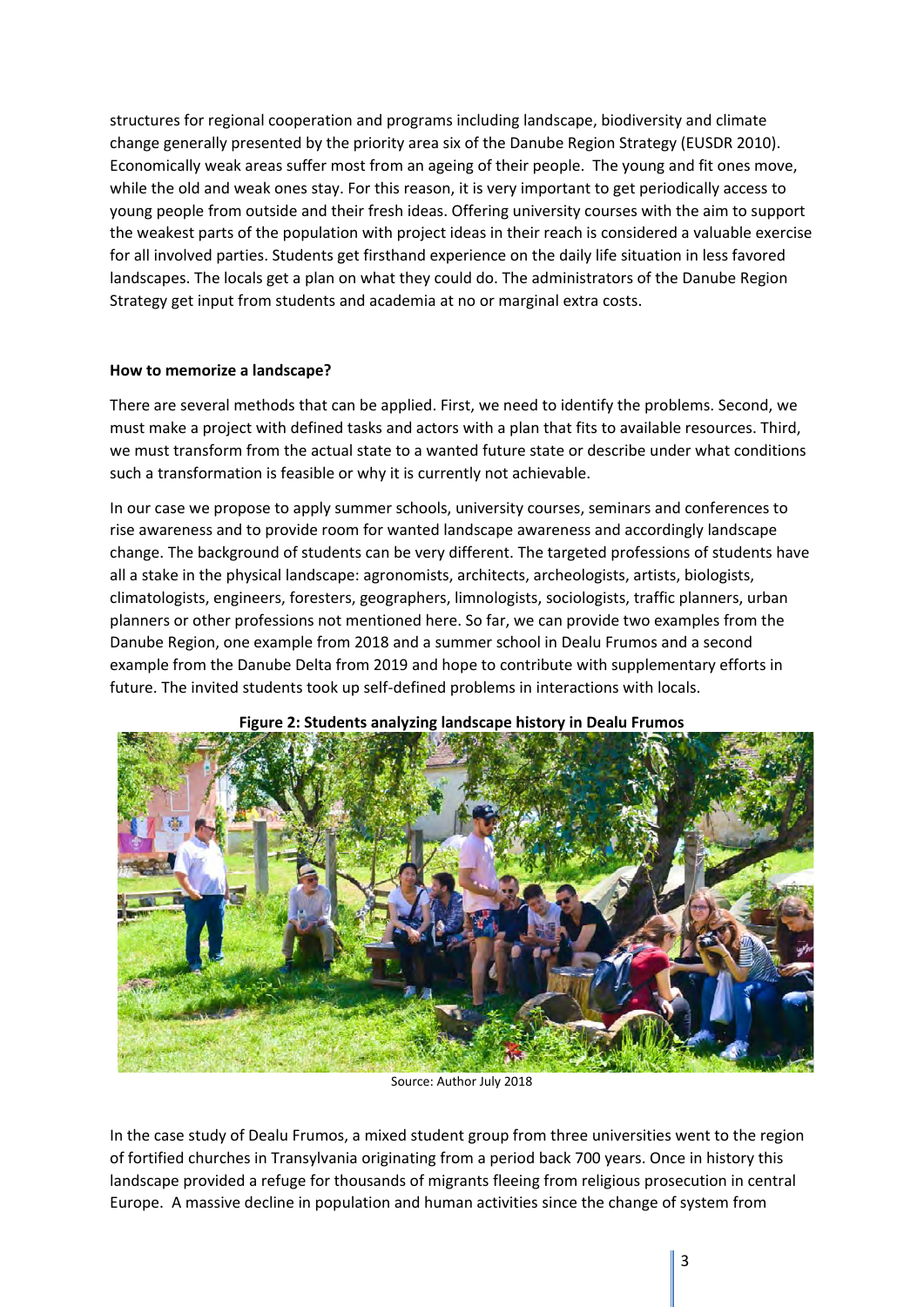structures for regional cooperation and programs including landscape, biodiversity and climate change generally presented by the priority area six of the Danube Region Strategy (EUSDR 2010). Economically weak areas suffer most from an ageing of their people. The young and fit ones move, while the old and weak ones stay. For this reason, it is very important to get periodically access to young people from outside and their fresh ideas. Offering university courses with the aim to support the weakest parts of the population with project ideas in their reach is considered a valuable exercise for all involved parties. Students get firsthand experience on the daily life situation in less favored landscapes. The locals get a plan on what they could do. The administrators of the Danube Region Strategy get input from students and academia at no or marginal extra costs.

**How to memorize a landscape?**

There are several methods that can be applied. First, we need to identify the problems. Second, we must make a project with defined tasks and actors with a plan that fits to available resources. Third, we must transform from the actual state to a wanted future state or describe under what conditions such a transformation is feasible or why it is currently not achievable.

In our case we propose to apply summer schools, university courses, seminars and conferences to rise awareness and to provide room for wanted landscape awareness and accordingly landscape change. The background of students can be very different. The targeted professions of students have all a stake in the physical landscape: agronomists, architects, archeologists, artists, biologists, climatologists, engineers, foresters, geographers, limnologists, sociologists, traffic planners, urban planners or other professions not mentioned here. So far, we can provide two examples from the Danube Region, one example from 2018 and a summer school in Dealu Frumos and a second example from the Danube Delta from 2019 and hope to contribute with supplementary efforts in future. The invited students took up self-defined problems in interactions with locals.

**Figure 2: Students analyzing landscape history in Dealu Frumos**

Source: Author July 2018

In the case study of Dealu Frumos, a mixed student group from three universities went to the region of fortified churches in Transylvania originating from a period back 700 years. Once in history this landscape provided a refuge for thousands of migrants fleeing from religious prosecution in central Europe. A massive decline in population and human activities since the change of system from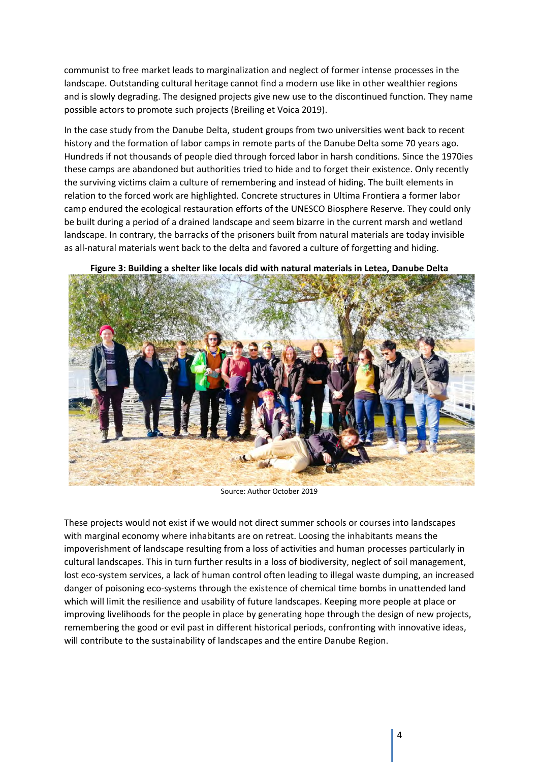communist to free market leads to marginalization and neglect of former intense processes in the landscape. Outstanding cultural heritage cannot find a modern use like in other wealthier regions and is slowly degrading. The designed projects give new use to the discontinued function. They name possible actors to promote such projects (Breiling et Voica 2019).

In the case study from the Danube Delta, student groups from two universities went back to recent history and the formation of labor camps in remote parts of the Danube Delta some 70 years ago. Hundreds if not thousands of people died through forced labor in harsh conditions. Since the 1970ies these camps are abandoned but authorities tried to hide and to forget their existence. Only recently the surviving victims claim a culture of remembering and instead of hiding. The built elements in relation to the forced work are highlighted. Concrete structures in Ultima Frontiera a former labor camp endured the ecological restauration efforts of the UNESCO Biosphere Reserve. They could only be built during a period of a drained landscape and seem bizarre in the current marsh and wetland landscape. In contrary, the barracks of the prisoners built from natural materials are today invisible as all-natural materials went back to the delta and favored a culture of forgetting and hiding.

**Figure 3: Building a shelter like locals did with natural materials in Letea, Danube Delta**

Source: Author October 2019

These projects would not exist if we would not direct summer schools or courses into landscapes with marginal economy where inhabitants are on retreat. Loosing the inhabitants means the impoverishment of landscape resulting from a loss of activities and human processes particularly in cultural landscapes. This in turn further results in a loss of biodiversity, neglect of soil management, lost eco-system services, a lack of human control often leading to illegal waste dumping, an increased danger of poisoning eco-systems through the existence of chemical time bombs in unattended land which will limit the resilience and usability of future landscapes. Keeping more people at place or improving livelihoods for the people in place by generating hope through the design of new projects, remembering the good or evil past in different historical periods, confronting with innovative ideas, will contribute to the sustainability of landscapes and the entire Danube Region.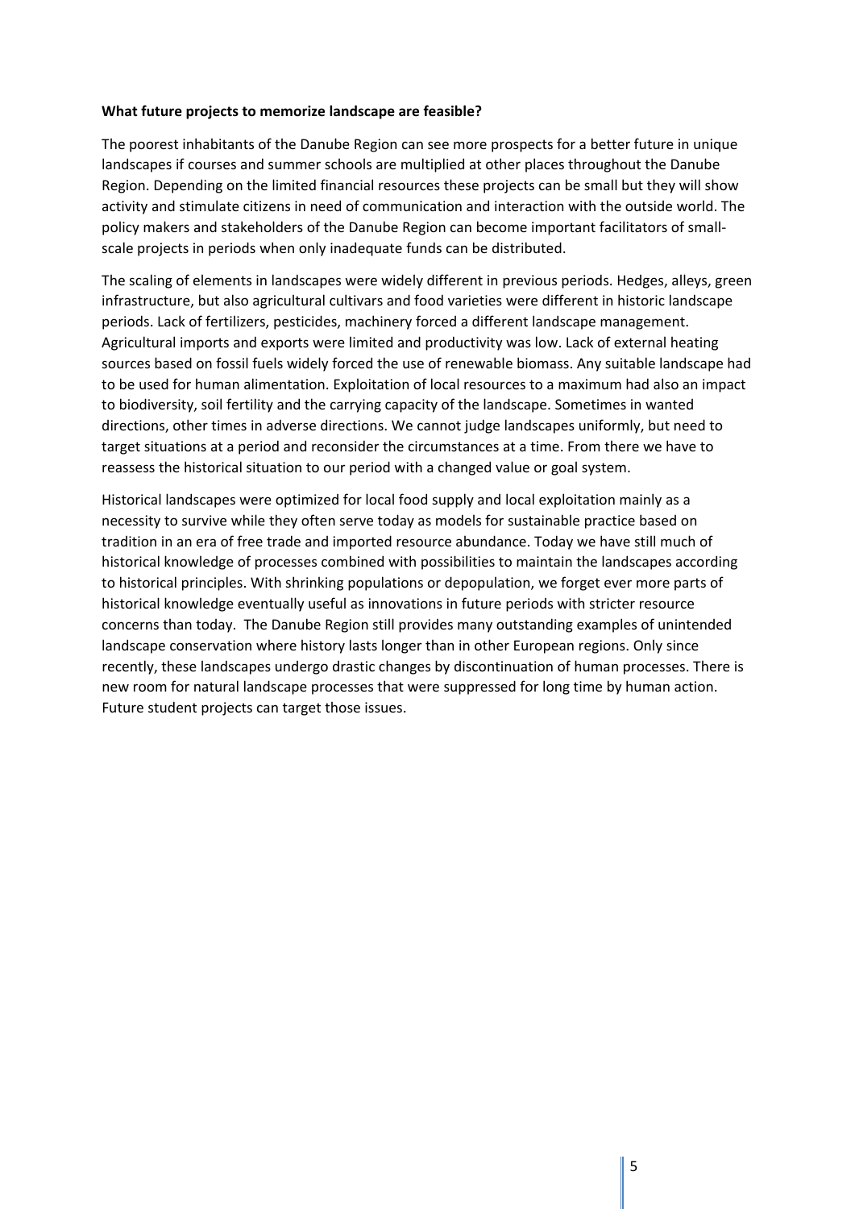**What future projects to memorize landscape are feasible?**

The poorest inhabitants of the Danube Region can see more prospects for a better future in unique landscapes if courses and summer schools are multiplied at other places throughout the Danube Region. Depending on the limited financial resources these projects can be small but they will show activity and stimulate citizens in need of communication and interaction with the outside world. The policy makers and stakeholders of the Danube Region can become important facilitators of small-scale projects in periods when only inadequate funds can be distributed.

The scaling of elements in landscapes were widely different in previous periods. Hedges, alleys, green infrastructure, but also agricultural cultivars and food varieties were different in historic landscape periods. Lack of fertilizers, pesticides, machinery forced a different landscape management. Agricultural imports and exports were limited and productivity was low. Lack of external heating sources based on fossil fuels widely forced the use of renewable biomass. Any suitable landscape had to be used for human alimentation. Exploitation of local resources to a maximum had also an impact to biodiversity, soil fertility and the carrying capacity of the landscape. Sometimes in wanted directions, other times in adverse directions. We cannot judge landscapes uniformly, but need to target situations at a period and reconsider the circumstances at a time. From there we have to reassess the historical situation to our period with a changed value or goal system.

Historical landscapes were optimized for local food supply and local exploitation mainly as a necessity to survive while they often serve today as models for sustainable practice based on tradition in an era of free trade and imported resource abundance. Today we have still much of historical knowledge of processes combined with possibilities to maintain the landscapes according to historical principles. With shrinking populations or depopulation, we forget ever more parts of historical knowledge eventually useful as innovations in future periods with stricter resource concerns than today. The Danube Region still provides many outstanding examples of unintended landscape conservation where history lasts longer than in other European regions. Only since recently, these landscapes undergo drastic changes by discontinuation of human processes. There is new room for natural landscape processes that were suppressed for long time by human action. Future student projects can target those issues.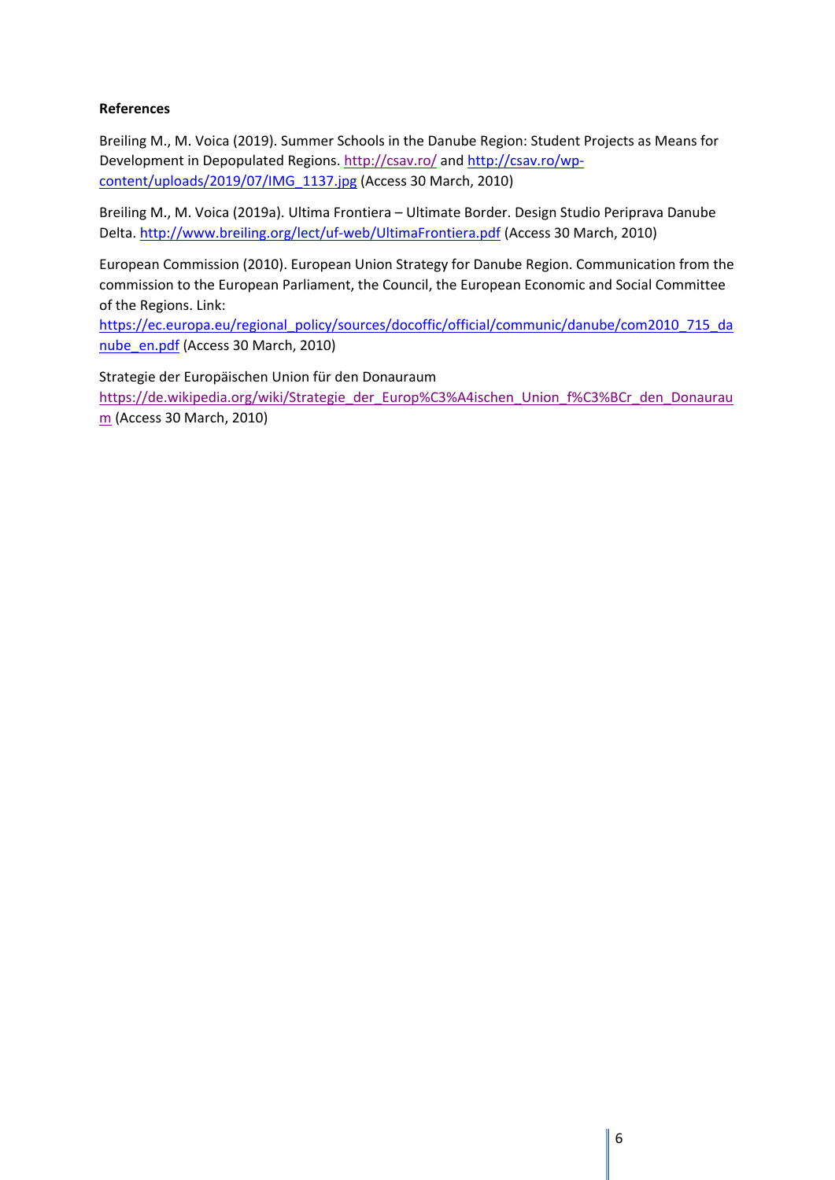**References**

Breiling M., M. Voica (2019). Summer Schools in the Danube Region: Student Projects as Means for Development in Depopulated Regions. http://csav.ro/ and http://csav.ro/wp-content/uploads/2019/07/IMG_1137.jpg (Access 30 March, 2010)

Breiling M., M. Voica (2019a). Ultima Frontiera – Ultimate Border. Design Studio Periprava Danube Delta. http://www.breiling.org/lect/uf-web/UltimaFrontiera.pdf (Access 30 March, 2010)

European Commission (2010). European Union Strategy for Danube Region. Communication from the commission to the European Parliament, the Council, the European Economic and Social Committee of the Regions. Link: https://ec.europa.eu/regional_policy/sources/docoffic/official/communic/danube/com2010_715_danube_en.pdf (Access 30 March, 2010)

Strategie der Europäischen Union für den Donauraum https://de.wikipedia.org/wiki/Strategie_der_Europ%C3%A4ischen_Union_f%C3%BCr_den_Donauraum (Access 30 March, 2010)